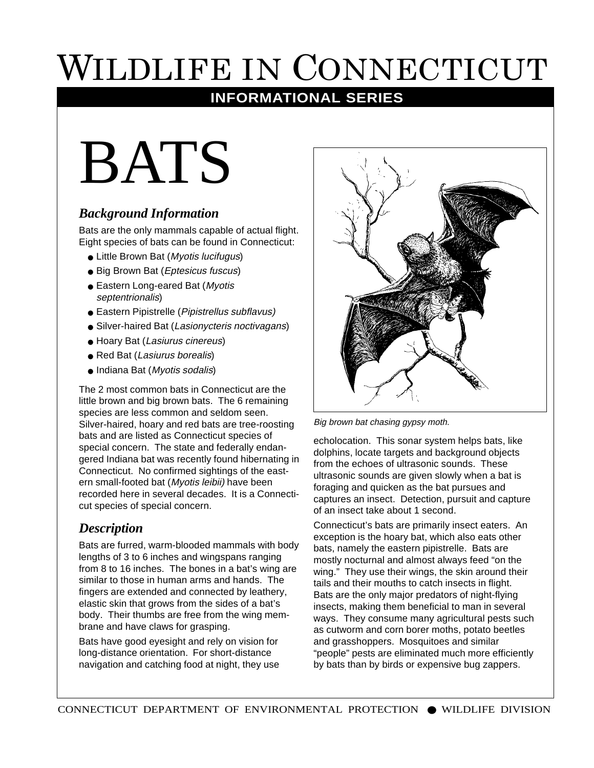# Wildlife in Connecticut

**INFORMATIONAL SERIES**

# BATS

## *Background Information*

Bats are the only mammals capable of actual flight. Eight species of bats can be found in Connecticut:

- Little Brown Bat (*Myotis lucifugus*)
- Big Brown Bat (*Eptesicus fuscus*)
- Eastern Long-eared Bat (*Myotis septentrionalis*)
- Eastern Pipistrelle (*Pipistrellus subflavus)*
- Silver-haired Bat (*Lasionycteris noctivagans*)
- Hoary Bat (*Lasiurus cinereus*)
- Red Bat (*Lasiurus borealis*)
- Indiana Bat (*Myotis sodalis*)

The 2 most common bats in Connecticut are the little brown and big brown bats. The 6 remaining species are less common and seldom seen. Silver-haired, hoary and red bats are tree-roosting bats and are listed as Connecticut species of special concern. The state and federally endangered Indiana bat was recently found hibernating in Connecticut. No confirmed sightings of the eastern small-footed bat (*Myotis leibii)* have been recorded here in several decades. It is a Connecticut species of special concern.

## *Description*

Bats are furred, warm-blooded mammals with body lengths of 3 to 6 inches and wingspans ranging from 8 to 16 inches. The bones in a bat's wing are similar to those in human arms and hands. The fingers are extended and connected by leathery, elastic skin that grows from the sides of a bat's body. Their thumbs are free from the wing membrane and have claws for grasping.

Bats have good eyesight and rely on vision for long-distance orientation. For short-distance navigation and catching food at night, they use echolocation. This sonar system helps bats, like dolphins, locate targets and background objects from the echoes of ultrasonic sounds. These ultrasonic sounds are given slowly when a bat is foraging and quicken as the bat pursues and captures an insect. Detection, pursuit and capture of an insect take about 1 second.

*Big brown bat chasing gypsy moth.*

Connecticut's bats are primarily insect eaters. An exception is the hoary bat, which also eats other bats, namely the eastern pipistrelle. Bats are mostly nocturnal and almost always feed "on the wing." They use their wings, the skin around their tails and their mouths to catch insects in flight. Bats are the only major predators of night-flying insects, making them beneficial to man in several ways. They consume many agricultural pests such as cutworm and corn borer moths, potato beetles and grasshoppers. Mosquitoes and similar "people" pests are eliminated much more efficiently by bats than by birds or expensive bug zappers.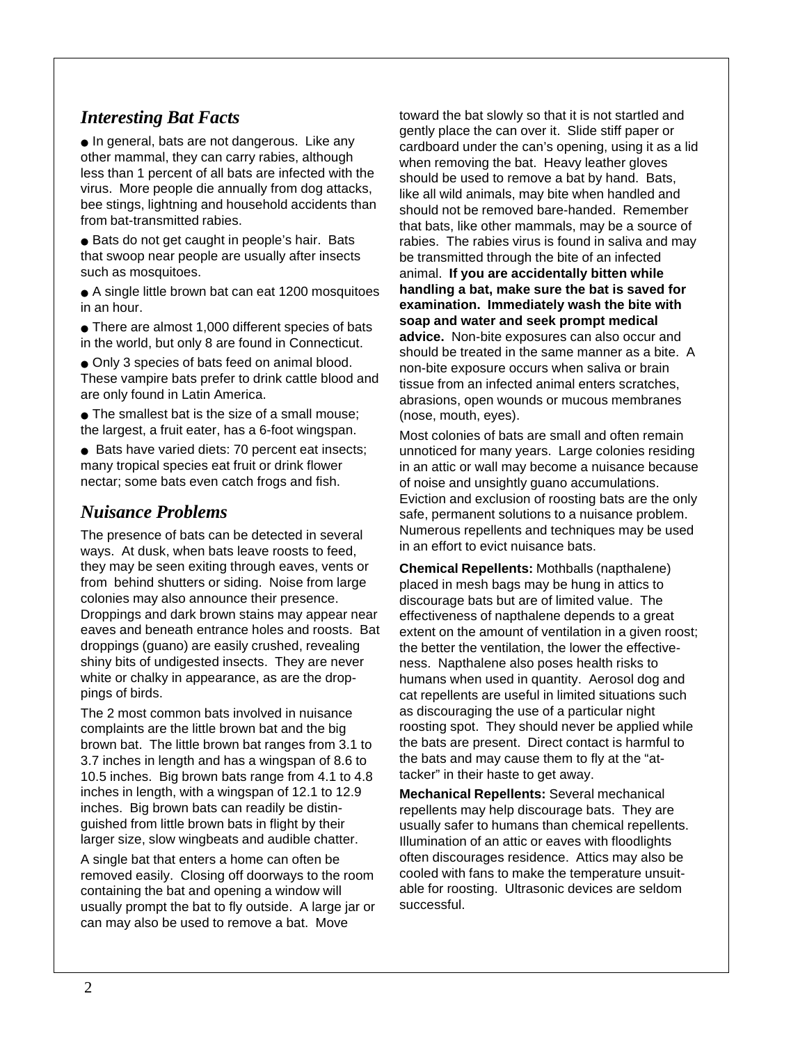## *Interesting Bat Facts*

- In general, bats are not dangerous. Like any other mammal, they can carry rabies, although less than 1 percent of all bats are infected with the virus. More people die annually from dog attacks, bee stings, lightning and household accidents than from bat-transmitted rabies.
- Bats do not get caught in people's hair. Bats that swoop near people are usually after insects such as mosquitoes.
- A single little brown bat can eat 1200 mosquitoes in an hour.
- There are almost 1,000 different species of bats in the world, but only 8 are found in Connecticut.
- Only 3 species of bats feed on animal blood. These vampire bats prefer to drink cattle blood and are only found in Latin America.
- The smallest bat is the size of a small mouse; the largest, a fruit eater, has a 6-foot wingspan.
- Bats have varied diets: 70 percent eat insects; many tropical species eat fruit or drink flower nectar; some bats even catch frogs and fish.

## *Nuisance Problems*

The presence of bats can be detected in several ways. At dusk, when bats leave roosts to feed, they may be seen exiting through eaves, vents or from behind shutters or siding. Noise from large colonies may also announce their presence. Droppings and dark brown stains may appear near eaves and beneath entrance holes and roosts. Bat droppings (guano) are easily crushed, revealing shiny bits of undigested insects. They are never white or chalky in appearance, as are the droppings of birds.

The 2 most common bats involved in nuisance complaints are the little brown bat and the big brown bat. The little brown bat ranges from 3.1 to 3.7 inches in length and has a wingspan of 8.6 to 10.5 inches. Big brown bats range from 4.1 to 4.8 inches in length, with a wingspan of 12.1 to 12.9 inches. Big brown bats can readily be distinguished from little brown bats in flight by their larger size, slow wingbeats and audible chatter.

A single bat that enters a home can often be removed easily. Closing off doorways to the room containing the bat and opening a window will usually prompt the bat to fly outside. A large jar or can may also be used to remove a bat. Move toward the bat slowly so that it is not startled and gently place the can over it. Slide stiff paper or cardboard under the can's opening, using it as a lid when removing the bat. Heavy leather gloves should be used to remove a bat by hand. Bats, like all wild animals, may bite when handled and should not be removed bare-handed. Remember that bats, like other mammals, may be a source of rabies. The rabies virus is found in saliva and may be transmitted through the bite of an infected animal. **If you are accidentally bitten while handling a bat, make sure the bat is saved for examination. Immediately wash the bite with soap and water and seek prompt medical advice.** Non-bite exposures can also occur and should be treated in the same manner as a bite. A non-bite exposure occurs when saliva or brain tissue from an infected animal enters scratches, abrasions, open wounds or mucous membranes (nose, mouth, eyes).

Most colonies of bats are small and often remain unnoticed for many years. Large colonies residing in an attic or wall may become a nuisance because of noise and unsightly guano accumulations. Eviction and exclusion of roosting bats are the only safe, permanent solutions to a nuisance problem. Numerous repellents and techniques may be used in an effort to evict nuisance bats.

**Chemical Repellents:** Mothballs (napthalene) placed in mesh bags may be hung in attics to discourage bats but are of limited value. The effectiveness of napthalene depends to a great extent on the amount of ventilation in a given roost; the better the ventilation, the lower the effectiveness. Napthalene also poses health risks to humans when used in quantity. Aerosol dog and cat repellents are useful in limited situations such as discouraging the use of a particular night roosting spot. They should never be applied while the bats are present. Direct contact is harmful to the bats and may cause them to fly at the "attacker" in their haste to get away.

**Mechanical Repellents:** Several mechanical repellents may help discourage bats. They are usually safer to humans than chemical repellents. Illumination of an attic or eaves with floodlights often discourages residence. Attics may also be cooled with fans to make the temperature unsuitable for roosting. Ultrasonic devices are seldom successful.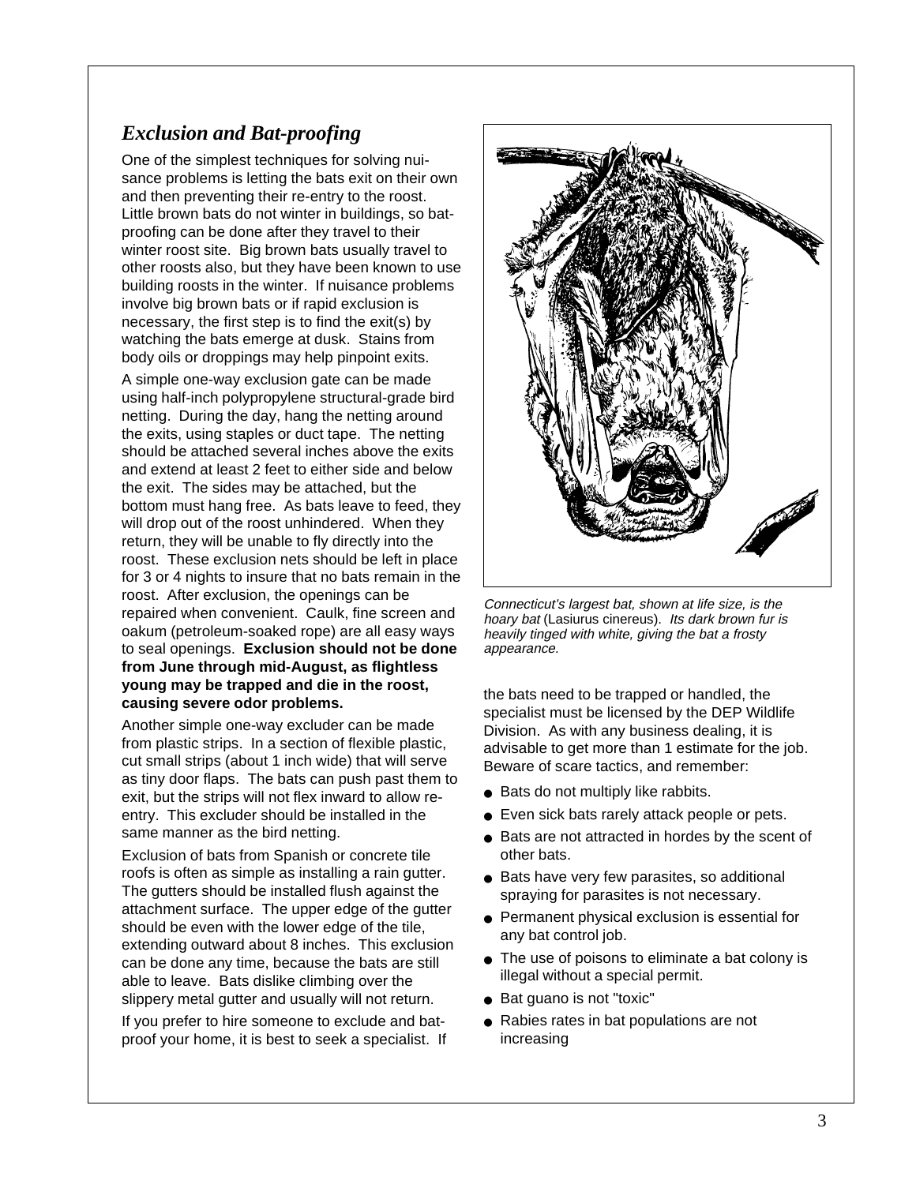## *Exclusion and Bat-proofing*

One of the simplest techniques for solving nuisance problems is letting the bats exit on their own and then preventing their re-entry to the roost. Little brown bats do not winter in buildings, so bat-proofing can be done after they travel to their winter roost site. Big brown bats usually travel to other roosts also, but they have been known to use building roosts in the winter. If nuisance problems involve big brown bats or if rapid exclusion is necessary, the first step is to find the exit(s) by watching the bats emerge at dusk. Stains from body oils or droppings may help pinpoint exits.

A simple one-way exclusion gate can be made using half-inch polypropylene structural-grade bird netting. During the day, hang the netting around the exits, using staples or duct tape. The netting should be attached several inches above the exits and extend at least 2 feet to either side and below the exit. The sides may be attached, but the bottom must hang free. As bats leave to feed, they will drop out of the roost unhindered. When they return, they will be unable to fly directly into the roost. These exclusion nets should be left in place for 3 or 4 nights to insure that no bats remain in the roost. After exclusion, the openings can be repaired when convenient. Caulk, fine screen and oakum (petroleum-soaked rope) are all easy ways to seal openings. **Exclusion should not be done from June through mid-August, as flightless young may be trapped and die in the roost, causing severe odor problems.**

Another simple one-way excluder can be made from plastic strips. In a section of flexible plastic, cut small strips (about 1 inch wide) that will serve as tiny door flaps. The bats can push past them to exit, but the strips will not flex inward to allow re-entry. This excluder should be installed in the same manner as the bird netting.

Exclusion of bats from Spanish or concrete tile roofs is often as simple as installing a rain gutter. The gutters should be installed flush against the attachment surface. The upper edge of the gutter should be even with the lower edge of the tile, extending outward about 8 inches. This exclusion can be done any time, because the bats are still able to leave. Bats dislike climbing over the slippery metal gutter and usually will not return.

If you prefer to hire someone to exclude and bat-proof your home, it is best to seek a specialist. If the bats need to be trapped or handled, the specialist must be licensed by the DEP Wildlife Division. As with any business dealing, it is advisable to get more than 1 estimate for the job. Beware of scare tactics, and remember:

- Bats do not multiply like rabbits.
- Even sick bats rarely attack people or pets.
- Bats are not attracted in hordes by the scent of other bats.
- Bats have very few parasites, so additional spraying for parasites is not necessary.
- Permanent physical exclusion is essential for any bat control job.
- The use of poisons to eliminate a bat colony is illegal without a special permit.
- Bat guano is not "toxic"
- Rabies rates in bat populations are not increasing

*Connecticut's largest bat, shown at life size, is the hoary bat* (Lasiurus cinereus). *Its dark brown fur is heavily tinged with white, giving the bat a frosty appearance.*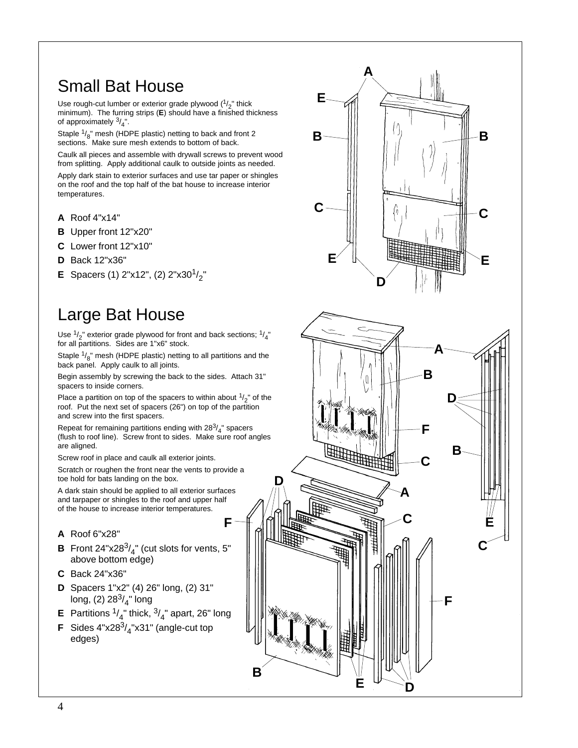## Small Bat House

Use rough-cut lumber or exterior grade plywood ($^{1}/_{2}$" thick minimum). The furring strips (**E**) should have a finished thickness of approximately $^{3}/_{4}$".

Staple $^{1}/_{8}$" mesh (HDPE plastic) netting to back and front 2 sections. Make sure mesh extends to bottom of back.

Caulk all pieces and assemble with drywall screws to prevent wood from splitting. Apply additional caulk to outside joints as needed.

Apply dark stain to exterior surfaces and use tar paper or shingles on the roof and the top half of the bat house to increase interior temperatures.

- **A** Roof 4"x14"
- **B** Upper front 12"x20"
- **C** Lower front 12"x10"
- **D** Back 12"x36"
- **E** Spacers (1) 2"x12", (2) 2"x30$^{1}/_{2}$"

## Large Bat House

Use $^{1}/_{2}$" exterior grade plywood for front and back sections; $^{1}/_{4}$" for all partitions. Sides are 1"x6" stock.

Staple $^{1}/_{8}$" mesh (HDPE plastic) netting to all partitions and the back panel. Apply caulk to all joints.

Begin assembly by screwing the back to the sides. Attach 31" spacers to inside corners.

Place a partition on top of the spacers to within about $^{1}/_{2}$" of the roof. Put the next set of spacers (26") on top of the partition and screw into the first spacers.

Repeat for remaining partitions ending with 28$^{3}/_{4}$" spacers (flush to roof line). Screw front to sides. Make sure roof angles are aligned.

Screw roof in place and caulk all exterior joints.

Scratch or roughen the front near the vents to provide a toe hold for bats landing on the box.

A dark stain should be applied to all exterior surfaces and tarpaper or shingles to the roof and upper half of the house to increase interior temperatures.

- **A** Roof 6"x28"
- **B** Front 24"x28$^{3}/_{4}$" (cut slots for vents, 5" above bottom edge)
- **C** Back 24"x36"
- **D** Spacers 1"x2" (4) 26" long, (2) 31" long, (2) 28$^{3}/_{4}$" long
- **E** Partitions $^{1}/_{4}$" thick, $^{3}/_{4}$" apart, 26" long
- **F** Sides 4"x28$^{3}/_{4}$"x31" (angle-cut top edges)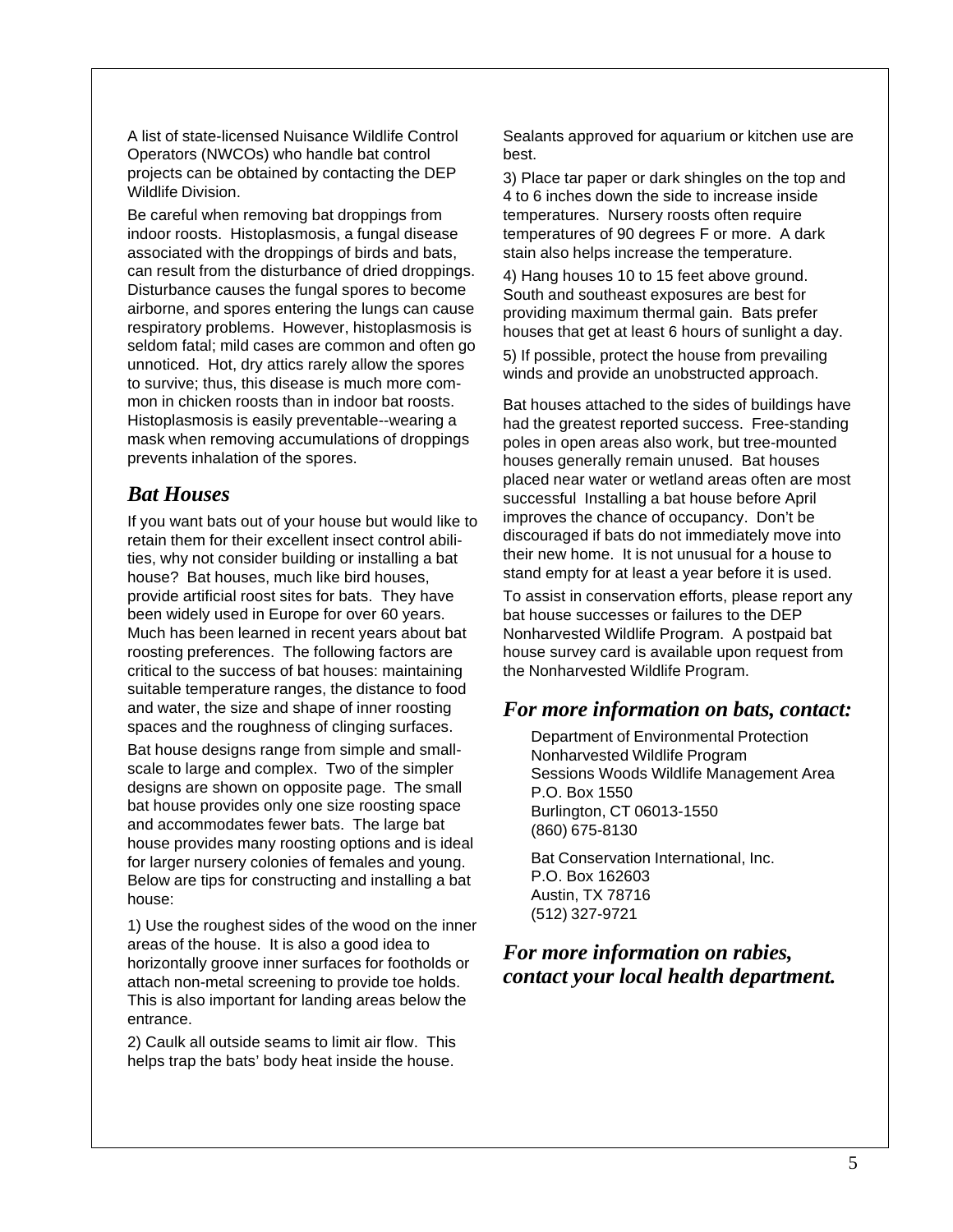A list of state-licensed Nuisance Wildlife Control Operators (NWCOs) who handle bat control projects can be obtained by contacting the DEP Wildlife Division.

Be careful when removing bat droppings from indoor roosts. Histoplasmosis, a fungal disease associated with the droppings of birds and bats, can result from the disturbance of dried droppings. Disturbance causes the fungal spores to become airborne, and spores entering the lungs can cause respiratory problems. However, histoplasmosis is seldom fatal; mild cases are common and often go unnoticed. Hot, dry attics rarely allow the spores to survive; thus, this disease is much more common in chicken roosts than in indoor bat roosts. Histoplasmosis is easily preventable--wearing a mask when removing accumulations of droppings prevents inhalation of the spores.

## *Bat Houses*

If you want bats out of your house but would like to retain them for their excellent insect control abilities, why not consider building or installing a bat house? Bat houses, much like bird houses, provide artificial roost sites for bats. They have been widely used in Europe for over 60 years. Much has been learned in recent years about bat roosting preferences. The following factors are critical to the success of bat houses: maintaining suitable temperature ranges, the distance to food and water, the size and shape of inner roosting spaces and the roughness of clinging surfaces.

Bat house designs range from simple and small-scale to large and complex. Two of the simpler designs are shown on opposite page. The small bat house provides only one size roosting space and accommodates fewer bats. The large bat house provides many roosting options and is ideal for larger nursery colonies of females and young. Below are tips for constructing and installing a bat house:

1) Use the roughest sides of the wood on the inner areas of the house. It is also a good idea to horizontally groove inner surfaces for footholds or attach non-metal screening to provide toe holds. This is also important for landing areas below the entrance.

2) Caulk all outside seams to limit air flow. This helps trap the bats' body heat inside the house. Sealants approved for aquarium or kitchen use are best.

3) Place tar paper or dark shingles on the top and 4 to 6 inches down the side to increase inside temperatures. Nursery roosts often require temperatures of 90 degrees F or more. A dark stain also helps increase the temperature.

4) Hang houses 10 to 15 feet above ground. South and southeast exposures are best for providing maximum thermal gain. Bats prefer houses that get at least 6 hours of sunlight a day.

5) If possible, protect the house from prevailing winds and provide an unobstructed approach.

Bat houses attached to the sides of buildings have had the greatest reported success. Free-standing poles in open areas also work, but tree-mounted houses generally remain unused. Bat houses placed near water or wetland areas often are most successful Installing a bat house before April improves the chance of occupancy. Don't be discouraged if bats do not immediately move into their new home. It is not unusual for a house to stand empty for at least a year before it is used.

To assist in conservation efforts, please report any bat house successes or failures to the DEP Nonharvested Wildlife Program. A postpaid bat house survey card is available upon request from the Nonharvested Wildlife Program.

## *For more information on bats, contact:*

Department of Environmental Protection
Nonharvested Wildlife Program
Sessions Woods Wildlife Management Area
P.O. Box 1550
Burlington, CT 06013-1550
(860) 675-8130

Bat Conservation International, Inc.
P.O. Box 162603
Austin, TX 78716
(512) 327-9721

## *For more information on rabies, contact your local health department.*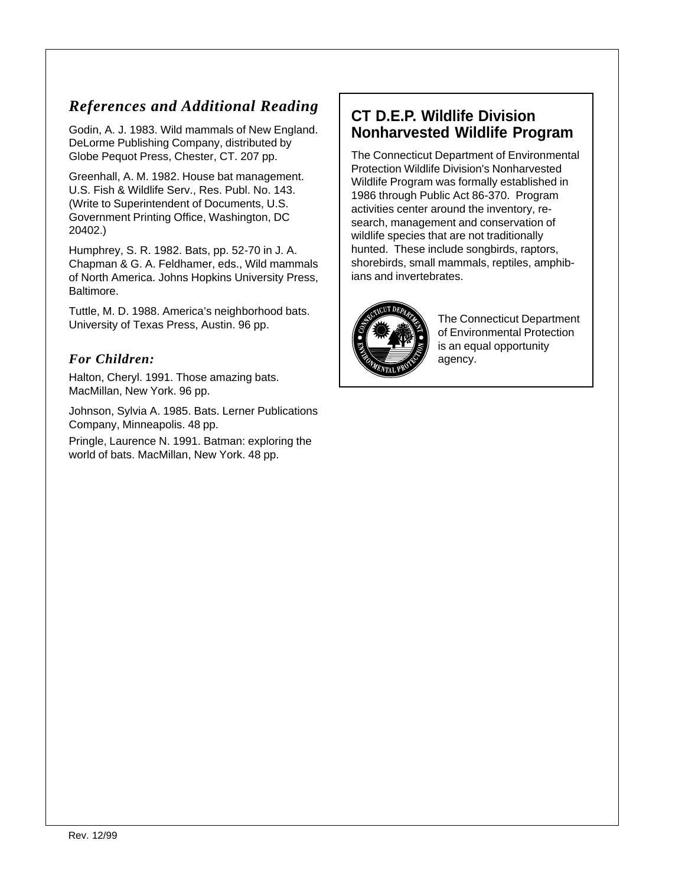## *References and Additional Reading*

Godin, A. J. 1983. Wild mammals of New England. DeLorme Publishing Company, distributed by Globe Pequot Press, Chester, CT. 207 pp.

Greenhall, A. M. 1982. House bat management. U.S. Fish & Wildlife Serv., Res. Publ. No. 143. (Write to Superintendent of Documents, U.S. Government Printing Office, Washington, DC 20402.)

Humphrey, S. R. 1982. Bats, pp. 52-70 in J. A. Chapman & G. A. Feldhamer, eds., Wild mammals of North America. Johns Hopkins University Press, Baltimore.

Tuttle, M. D. 1988. America's neighborhood bats. University of Texas Press, Austin. 96 pp.

### *For Children:*

Halton, Cheryl. 1991. Those amazing bats. MacMillan, New York. 96 pp.

Johnson, Sylvia A. 1985. Bats. Lerner Publications Company, Minneapolis. 48 pp.

Pringle, Laurence N. 1991. Batman: exploring the world of bats. MacMillan, New York. 48 pp.

## CT D.E.P. Wildlife Division Nonharvested Wildlife Program

The Connecticut Department of Environmental Protection Wildlife Division's Nonharvested Wildlife Program was formally established in 1986 through Public Act 86-370. Program activities center around the inventory, research, management and conservation of wildlife species that are not traditionally hunted. These include songbirds, raptors, shorebirds, small mammals, reptiles, amphibians and invertebrates.

The Connecticut Department of Environmental Protection is an equal opportunity agency.

Rev. 12/99